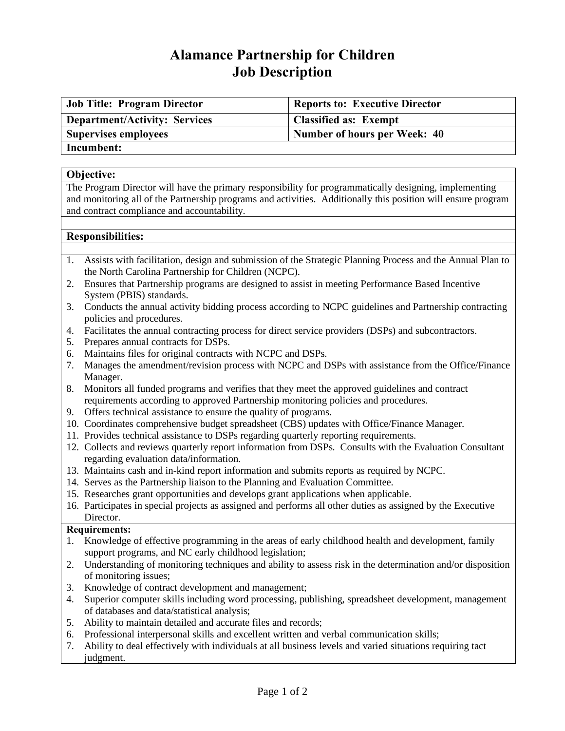# Alamance Partnership for Children
# Job Description

| **Job Title: Program Director** | **Reports to: Executive Director** |
|---|---|
| **Department/Activity: Services** | **Classified as: Exempt** |
| **Supervises employees** | **Number of hours per Week: 40** |
| **Incumbent:** | |

**Objective:**

The Program Director will have the primary responsibility for programmatically designing, implementing and monitoring all of the Partnership programs and activities. Additionally this position will ensure program and contract compliance and accountability.

**Responsibilities:**

1. Assists with facilitation, design and submission of the Strategic Planning Process and the Annual Plan to the North Carolina Partnership for Children (NCPC).
2. Ensures that Partnership programs are designed to assist in meeting Performance Based Incentive System (PBIS) standards.
3. Conducts the annual activity bidding process according to NCPC guidelines and Partnership contracting policies and procedures.
4. Facilitates the annual contracting process for direct service providers (DSPs) and subcontractors.
5. Prepares annual contracts for DSPs.
6. Maintains files for original contracts with NCPC and DSPs.
7. Manages the amendment/revision process with NCPC and DSPs with assistance from the Office/Finance Manager.
8. Monitors all funded programs and verifies that they meet the approved guidelines and contract requirements according to approved Partnership monitoring policies and procedures.
9. Offers technical assistance to ensure the quality of programs.
10. Coordinates comprehensive budget spreadsheet (CBS) updates with Office/Finance Manager.
11. Provides technical assistance to DSPs regarding quarterly reporting requirements.
12. Collects and reviews quarterly report information from DSPs. Consults with the Evaluation Consultant regarding evaluation data/information.
13. Maintains cash and in-kind report information and submits reports as required by NCPC.
14. Serves as the Partnership liaison to the Planning and Evaluation Committee.
15. Researches grant opportunities and develops grant applications when applicable.
16. Participates in special projects as assigned and performs all other duties as assigned by the Executive Director.

**Requirements:**

1. Knowledge of effective programming in the areas of early childhood health and development, family support programs, and NC early childhood legislation;
2. Understanding of monitoring techniques and ability to assess risk in the determination and/or disposition of monitoring issues;
3. Knowledge of contract development and management;
4. Superior computer skills including word processing, publishing, spreadsheet development, management of databases and data/statistical analysis;
5. Ability to maintain detailed and accurate files and records;
6. Professional interpersonal skills and excellent written and verbal communication skills;
7. Ability to deal effectively with individuals at all business levels and varied situations requiring tact judgment.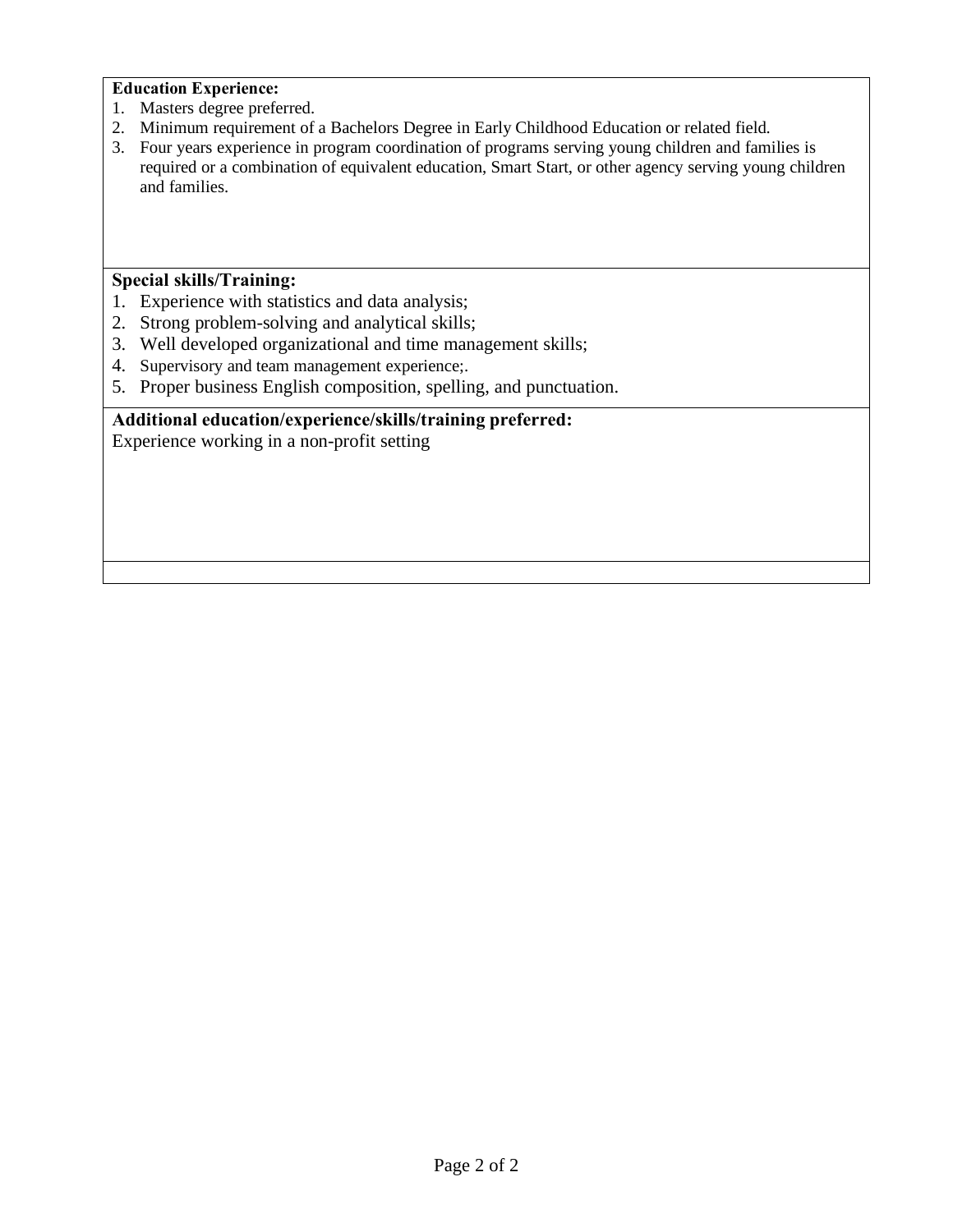**Education Experience:**

1. Masters degree preferred.
2. Minimum requirement of a Bachelors Degree in Early Childhood Education or related field.
3. Four years experience in program coordination of programs serving young children and families is required or a combination of equivalent education, Smart Start, or other agency serving young children and families.

**Special skills/Training:**

1. Experience with statistics and data analysis;
2. Strong problem-solving and analytical skills;
3. Well developed organizational and time management skills;
4. Supervisory and team management experience;.
5. Proper business English composition, spelling, and punctuation.

**Additional education/experience/skills/training preferred:**

Experience working in a non-profit setting